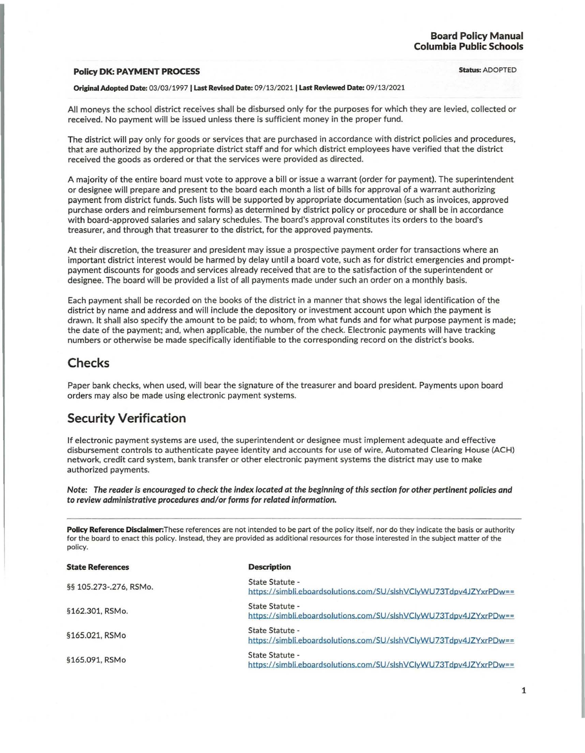**Board Policy Manual**
**Columbia Public Schools**

**Policy DK: PAYMENT PROCESS** **Status:** ADOPTED

**Original Adopted Date:** 03/03/1997 | **Last Revised Date:** 09/13/2021 | **Last Reviewed Date:** 09/13/2021

All moneys the school district receives shall be disbursed only for the purposes for which they are levied, collected or received. No payment will be issued unless there is sufficient money in the proper fund.

The district will pay only for goods or services that are purchased in accordance with district policies and procedures, that are authorized by the appropriate district staff and for which district employees have verified that the district received the goods as ordered or that the services were provided as directed.

A majority of the entire board must vote to approve a bill or issue a warrant (order for payment). The superintendent or designee will prepare and present to the board each month a list of bills for approval of a warrant authorizing payment from district funds. Such lists will be supported by appropriate documentation (such as invoices, approved purchase orders and reimbursement forms) as determined by district policy or procedure or shall be in accordance with board-approved salaries and salary schedules. The board's approval constitutes its orders to the board's treasurer, and through that treasurer to the district, for the approved payments.

At their discretion, the treasurer and president may issue a prospective payment order for transactions where an important district interest would be harmed by delay until a board vote, such as for district emergencies and prompt-payment discounts for goods and services already received that are to the satisfaction of the superintendent or designee. The board will be provided a list of all payments made under such an order on a monthly basis.

Each payment shall be recorded on the books of the district in a manner that shows the legal identification of the district by name and address and will include the depository or investment account upon which the payment is drawn. It shall also specify the amount to be paid; to whom, from what funds and for what purpose payment is made; the date of the payment; and, when applicable, the number of the check. Electronic payments will have tracking numbers or otherwise be made specifically identifiable to the corresponding record on the district's books.

## Checks

Paper bank checks, when used, will bear the signature of the treasurer and board president. Payments upon board orders may also be made using electronic payment systems.

## Security Verification

If electronic payment systems are used, the superintendent or designee must implement adequate and effective disbursement controls to authenticate payee identity and accounts for use of wire, Automated Clearing House (ACH) network, credit card system, bank transfer or other electronic payment systems the district may use to make authorized payments.

***Note: The reader is encouraged to check the index located at the beginning of this section for other pertinent policies and to review administrative procedures and/or forms for related information.***

---

**Policy Reference Disclaimer:** These references are not intended to be part of the policy itself, nor do they indicate the basis or authority for the board to enact this policy. Instead, they are provided as additional resources for those interested in the subject matter of the policy.

| State References | Description |
| --- | --- |
| §§ 105.273-.276, RSMo. | State Statute - https://simbli.eboardsolutions.com/SU/slshVClyWU73Tdpv4JZYxrPDw== |
| §162.301, RSMo. | State Statute - https://simbli.eboardsolutions.com/SU/slshVClyWU73Tdpv4JZYxrPDw== |
| §165.021, RSMo | State Statute - https://simbli.eboardsolutions.com/SU/slshVClyWU73Tdpv4JZYxrPDw== |
| §165.091, RSMo | State Statute - https://simbli.eboardsolutions.com/SU/slshVClyWU73Tdpv4JZYxrPDw== |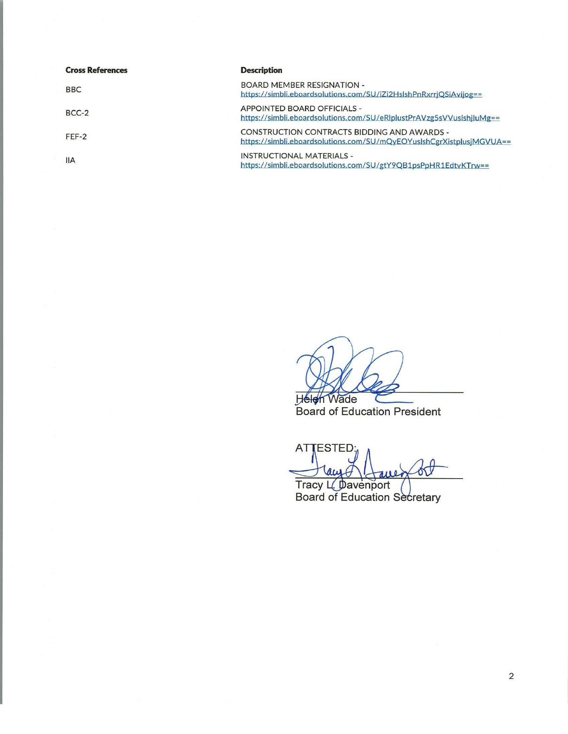| Cross References | Description |
| --- | --- |
| BBC | BOARD MEMBER RESIGNATION - https://simbli.eboardsolutions.com/SU/iZi2HslshPnRxrrjQSiAvijog== |
| BCC-2 | APPOINTED BOARD OFFICIALS - https://simbli.eboardsolutions.com/SU/eRlplustPrAVzg5sVVuslshjluMg== |
| FEF-2 | CONSTRUCTION CONTRACTS BIDDING AND AWARDS - https://simbli.eboardsolutions.com/SU/mQyEOYuslshCgrXistplusjMGVUA== |
| IIA | INSTRUCTIONAL MATERIALS - https://simbli.eboardsolutions.com/SU/gtY9QB1psPpHR1EdtvKTrw== |

Helen Wade
Board of Education President

ATTESTED:

Tracy L. Davenport
Board of Education Secretary